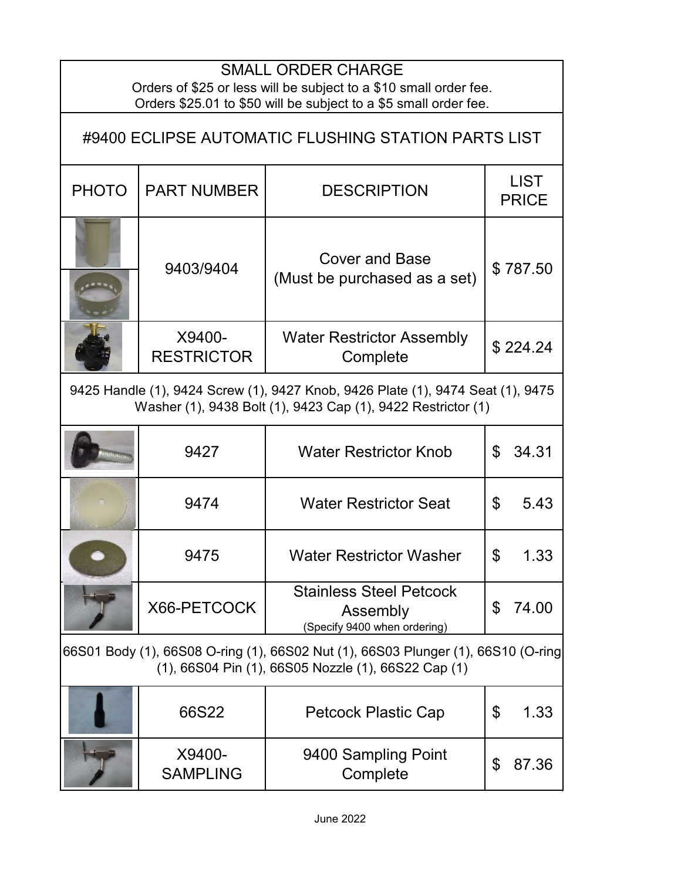## SMALL ORDER CHARGE

Orders of $25 or less will be subject to a $10 small order fee.
Orders $25.01 to $50 will be subject to a $5 small order fee.

# #9400 ECLIPSE AUTOMATIC FLUSHING STATION PARTS LIST

| PHOTO | PART NUMBER | DESCRIPTION | LIST PRICE |
|---|---|---|---|
| | 9403/9404 | Cover and Base (Must be purchased as a set) | $ 787.50 |
| | X9400-RESTRICTOR | Water Restrictor Assembly Complete | $ 224.24 |
| 9425 Handle (1), 9424 Screw (1), 9427 Knob, 9426 Plate (1), 9474 Seat (1), 9475 Washer (1), 9438 Bolt (1), 9423 Cap (1), 9422 Restrictor (1) | | | |
| | 9427 | Water Restrictor Knob | $ 34.31 |
| | 9474 | Water Restrictor Seat | $ 5.43 |
| | 9475 | Water Restrictor Washer | $ 1.33 |
| | X66-PETCOCK | Stainless Steel Petcock Assembly (Specify 9400 when ordering) | $ 74.00 |
| 66S01 Body (1), 66S08 O-ring (1), 66S02 Nut (1), 66S03 Plunger (1), 66S10 (O-ring (1), 66S04 Pin (1), 66S05 Nozzle (1), 66S22 Cap (1) | | | |
| | 66S22 | Petcock Plastic Cap | $ 1.33 |
| | X9400-SAMPLING | 9400 Sampling Point Complete | $ 87.36 |

June 2022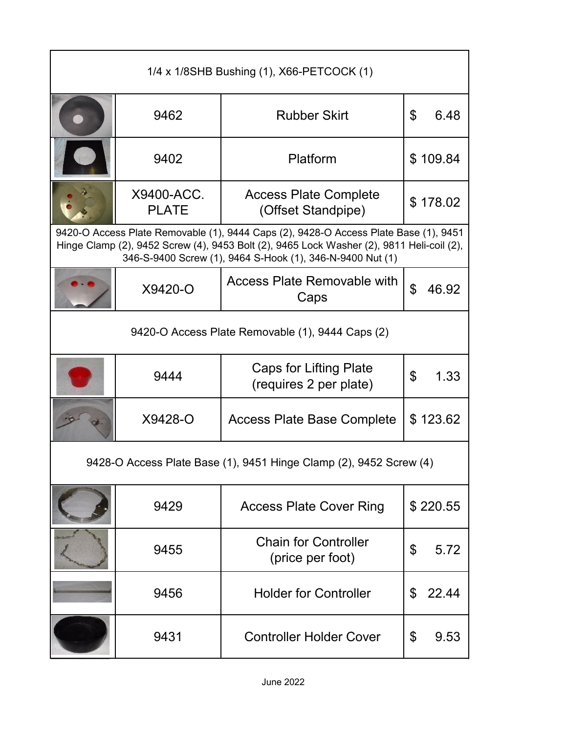| | | | |
|---|---|---|---|
| 1/4 x 1/8SHB Bushing (1), X66-PETCOCK (1) | | | |
| | 9462 | Rubber Skirt | $ 6.48 |
| | 9402 | Platform | $ 109.84 |
| | X9400-ACC. PLATE | Access Plate Complete (Offset Standpipe) | $ 178.02 |
| 9420-O Access Plate Removable (1), 9444 Caps (2), 9428-O Access Plate Base (1), 9451 Hinge Clamp (2), 9452 Screw (4), 9453 Bolt (2), 9465 Lock Washer (2), 9811 Heli-coil (2), 346-S-9400 Screw (1), 9464 S-Hook (1), 346-N-9400 Nut (1) | | | |
| | X9420-O | Access Plate Removable with Caps | $ 46.92 |
| 9420-O Access Plate Removable (1), 9444 Caps (2) | | | |
| | 9444 | Caps for Lifting Plate (requires 2 per plate) | $ 1.33 |
| | X9428-O | Access Plate Base Complete | $ 123.62 |
| 9428-O Access Plate Base (1), 9451 Hinge Clamp (2), 9452 Screw (4) | | | |
| | 9429 | Access Plate Cover Ring | $ 220.55 |
| | 9455 | Chain for Controller (price per foot) | $ 5.72 |
| | 9456 | Holder for Controller | $ 22.44 |
| | 9431 | Controller Holder Cover | $ 9.53 |

June 2022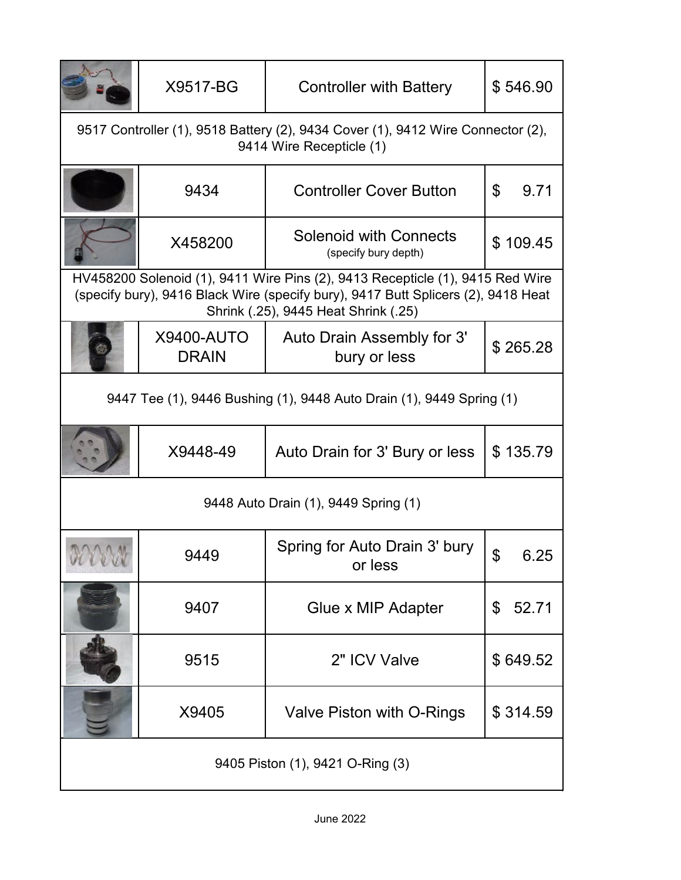| | Part # | Description | Price |
|---|---|---|---|
| | X9517-BG | Controller with Battery | $ 546.90 |
| 9517 Controller (1), 9518 Battery (2), 9434 Cover (1), 9412 Wire Connector (2), 9414 Wire Recepticle (1) | | | |
| | 9434 | Controller Cover Button | $ 9.71 |
| | X458200 | Solenoid with Connects (specify bury depth) | $ 109.45 |
| HV458200 Solenoid (1), 9411 Wire Pins (2), 9413 Recepticle (1), 9415 Red Wire (specify bury), 9416 Black Wire (specify bury), 9417 Butt Splicers (2), 9418 Heat Shrink (.25), 9445 Heat Shrink (.25) | | | |
| | X9400-AUTO DRAIN | Auto Drain Assembly for 3' bury or less | $ 265.28 |
| 9447 Tee (1), 9446 Bushing (1), 9448 Auto Drain (1), 9449 Spring (1) | | | |
| | X9448-49 | Auto Drain for 3' Bury or less | $ 135.79 |
| 9448 Auto Drain (1), 9449 Spring (1) | | | |
| | 9449 | Spring for Auto Drain 3' bury or less | $ 6.25 |
| | 9407 | Glue x MIP Adapter | $ 52.71 |
| | 9515 | 2" ICV Valve | $ 649.52 |
| | X9405 | Valve Piston with O-Rings | $ 314.59 |
| 9405 Piston (1), 9421 O-Ring (3) | | | |

June 2022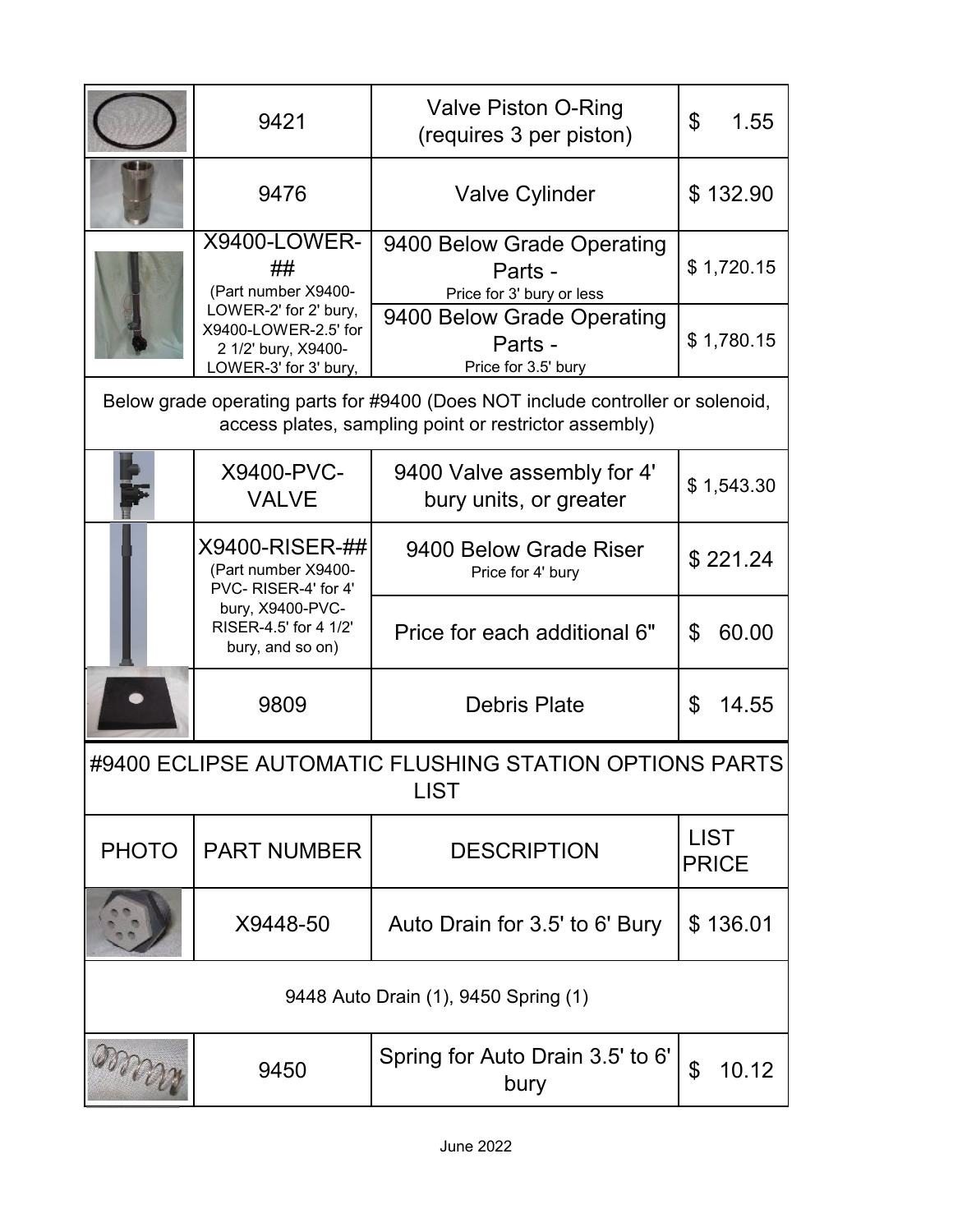| PHOTO | PART NUMBER | DESCRIPTION | LIST PRICE |
|---|---|---|---|
| | 9421 | Valve Piston O-Ring (requires 3 per piston) | $ 1.55 |
| | 9476 | Valve Cylinder | $ 132.90 |
| | X9400-LOWER-## (Part number X9400-LOWER-2' for 2' bury, X9400-LOWER-2.5' for 2 1/2' bury, X9400-LOWER-3' for 3' bury, | 9400 Below Grade Operating Parts - Price for 3' bury or less | $ 1,720.15 |
| | | 9400 Below Grade Operating Parts - Price for 3.5' bury | $ 1,780.15 |
| Below grade operating parts for #9400 (Does NOT include controller or solenoid, access plates, sampling point or restrictor assembly) | | | |
| | X9400-PVC-VALVE | 9400 Valve assembly for 4' bury units, or greater | $ 1,543.30 |
| | X9400-RISER-## (Part number X9400-PVC- RISER-4' for 4' bury, X9400-PVC-RISER-4.5' for 4 1/2' bury, and so on) | 9400 Below Grade Riser Price for 4' bury | $ 221.24 |
| | | Price for each additional 6" | $ 60.00 |
| | 9809 | Debris Plate | $ 14.55 |

## #9400 ECLIPSE AUTOMATIC FLUSHING STATION OPTIONS PARTS LIST

| PHOTO | PART NUMBER | DESCRIPTION | LIST PRICE |
|---|---|---|---|
| | X9448-50 | Auto Drain for 3.5' to 6' Bury | $ 136.01 |
| 9448 Auto Drain (1), 9450 Spring (1) | | | |
| | 9450 | Spring for Auto Drain 3.5' to 6' bury | $ 10.12 |

June 2022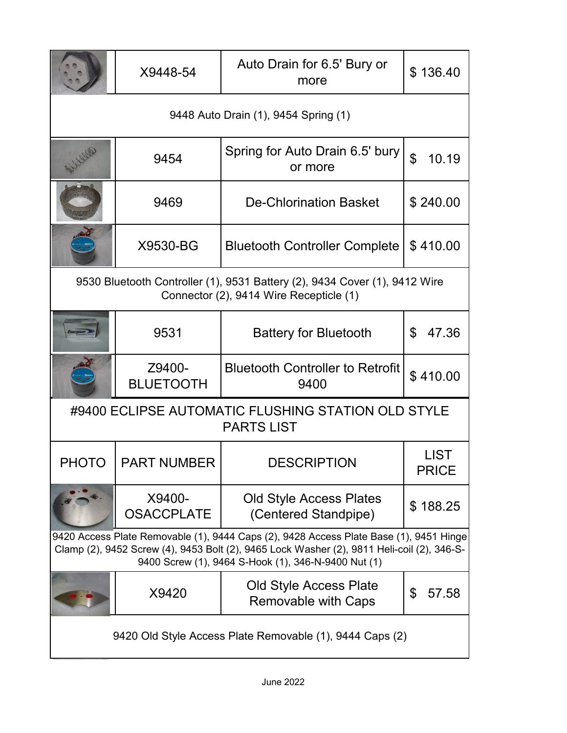| | X9448-54 | Auto Drain for 6.5' Bury or more | $ 136.40 |
|---|---|---|---|
| 9448 Auto Drain (1), 9454 Spring (1) | | | |
| | 9454 | Spring for Auto Drain 6.5' bury or more | $ 10.19 |
| | 9469 | De-Chlorination Basket | $ 240.00 |
| | X9530-BG | Bluetooth Controller Complete | $ 410.00 |
| 9530 Bluetooth Controller (1), 9531 Battery (2), 9434 Cover (1), 9412 Wire Connector (2), 9414 Wire Recepticle (1) | | | |
| | 9531 | Battery for Bluetooth | $ 47.36 |
| | Z9400-BLUETOOTH | Bluetooth Controller to Retrofit 9400 | $ 410.00 |

## #9400 ECLIPSE AUTOMATIC FLUSHING STATION OLD STYLE PARTS LIST

| PHOTO | PART NUMBER | DESCRIPTION | LIST PRICE |
|---|---|---|---|
| | X9400-OSACCPLATE | Old Style Access Plates (Centered Standpipe) | $ 188.25 |
| 9420 Access Plate Removable (1), 9444 Caps (2), 9428 Access Plate Base (1), 9451 Hinge Clamp (2), 9452 Screw (4), 9453 Bolt (2), 9465 Lock Washer (2), 9811 Heli-coil (2), 346-S-9400 Screw (1), 9464 S-Hook (1), 346-N-9400 Nut (1) | | | |
| | X9420 | Old Style Access Plate Removable with Caps | $ 57.58 |
| 9420 Old Style Access Plate Removable (1), 9444 Caps (2) | | | |

June 2022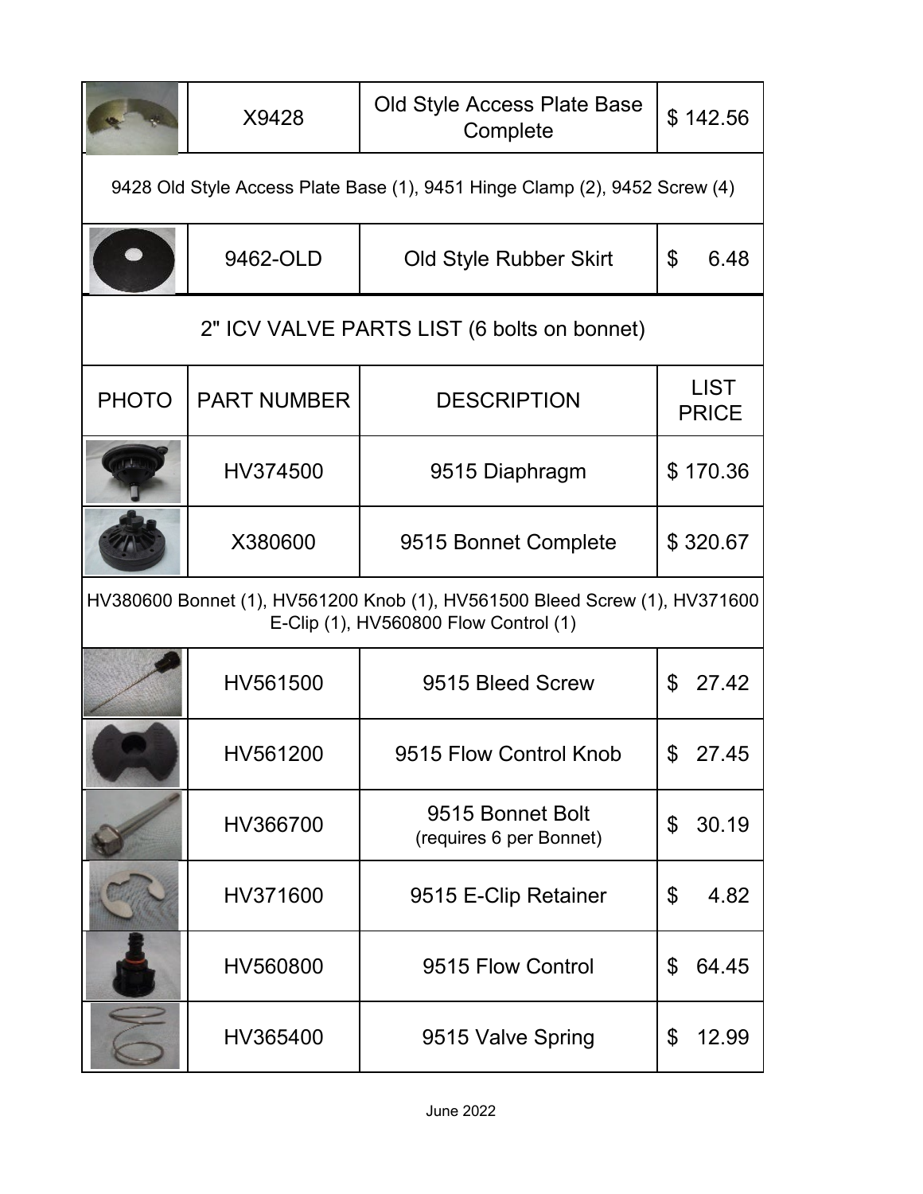| PHOTO | PART NUMBER | DESCRIPTION | LIST PRICE |
|---|---|---|---|
| | X9428 | Old Style Access Plate Base Complete | $ 142.56 |
| 9428 Old Style Access Plate Base (1), 9451 Hinge Clamp (2), 9452 Screw (4) | | | |
| | 9462-OLD | Old Style Rubber Skirt | $ 6.48 |

## 2" ICV VALVE PARTS LIST (6 bolts on bonnet)

| PHOTO | PART NUMBER | DESCRIPTION | LIST PRICE |
|---|---|---|---|
| | HV374500 | 9515 Diaphragm | $ 170.36 |
| | X380600 | 9515 Bonnet Complete | $ 320.67 |
| HV380600 Bonnet (1), HV561200 Knob (1), HV561500 Bleed Screw (1), HV371600 E-Clip (1), HV560800 Flow Control (1) | | | |
| | HV561500 | 9515 Bleed Screw | $ 27.42 |
| | HV561200 | 9515 Flow Control Knob | $ 27.45 |
| | HV366700 | 9515 Bonnet Bolt (requires 6 per Bonnet) | $ 30.19 |
| | HV371600 | 9515 E-Clip Retainer | $ 4.82 |
| | HV560800 | 9515 Flow Control | $ 64.45 |
| | HV365400 | 9515 Valve Spring | $ 12.99 |

June 2022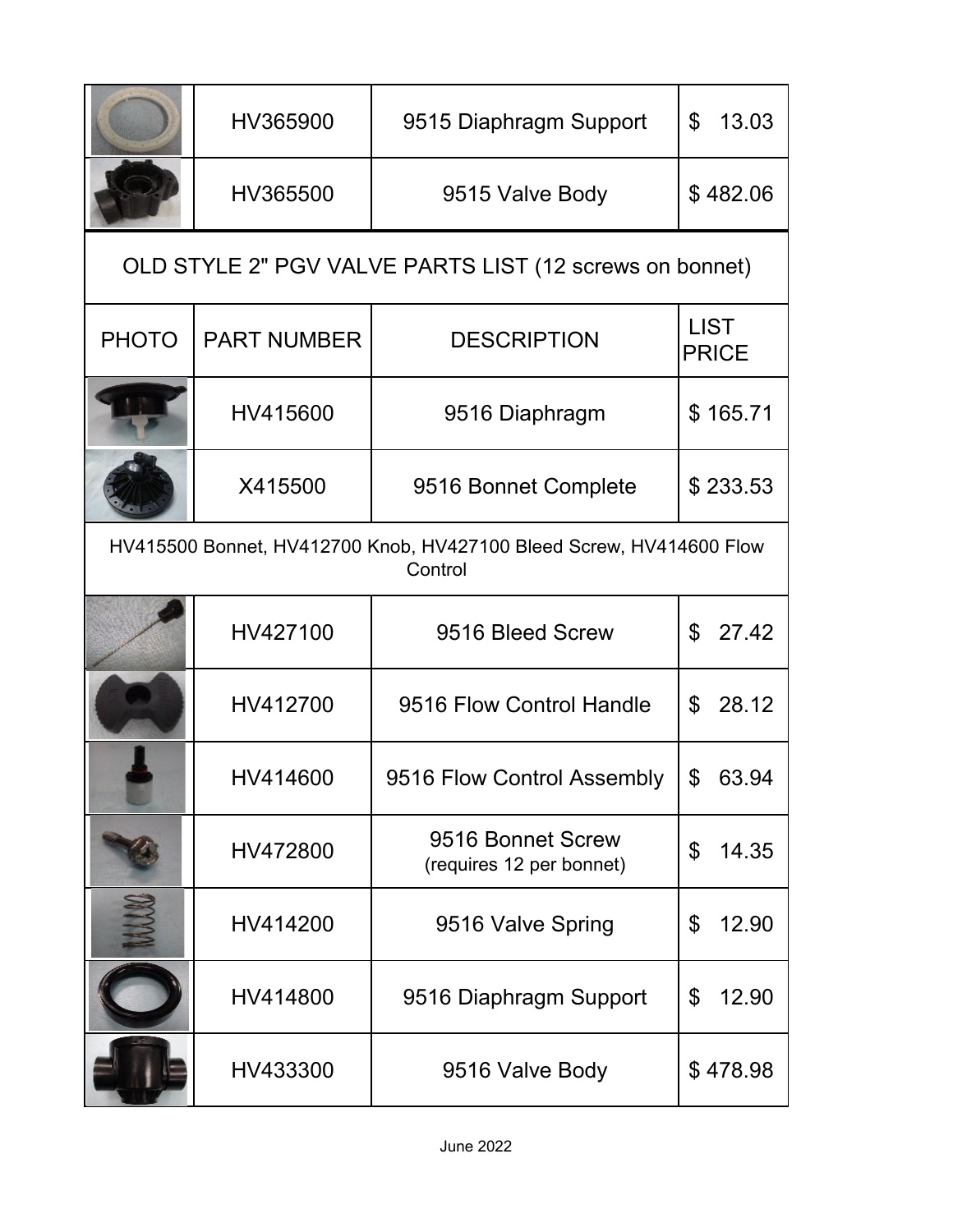| PHOTO | PART NUMBER | DESCRIPTION | LIST PRICE |
|---|---|---|---|
| | HV365900 | 9515 Diaphragm Support | $ 13.03 |
| | HV365500 | 9515 Valve Body | $ 482.06 |

## OLD STYLE 2" PGV VALVE PARTS LIST (12 screws on bonnet)

| PHOTO | PART NUMBER | DESCRIPTION | LIST PRICE |
|---|---|---|---|
| | HV415600 | 9516 Diaphragm | $ 165.71 |
| | X415500 | 9516 Bonnet Complete | $ 233.53 |
| HV415500 Bonnet, HV412700 Knob, HV427100 Bleed Screw, HV414600 Flow Control | | | |
| | HV427100 | 9516 Bleed Screw | $ 27.42 |
| | HV412700 | 9516 Flow Control Handle | $ 28.12 |
| | HV414600 | 9516 Flow Control Assembly | $ 63.94 |
| | HV472800 | 9516 Bonnet Screw (requires 12 per bonnet) | $ 14.35 |
| | HV414200 | 9516 Valve Spring | $ 12.90 |
| | HV414800 | 9516 Diaphragm Support | $ 12.90 |
| | HV433300 | 9516 Valve Body | $ 478.98 |

June 2022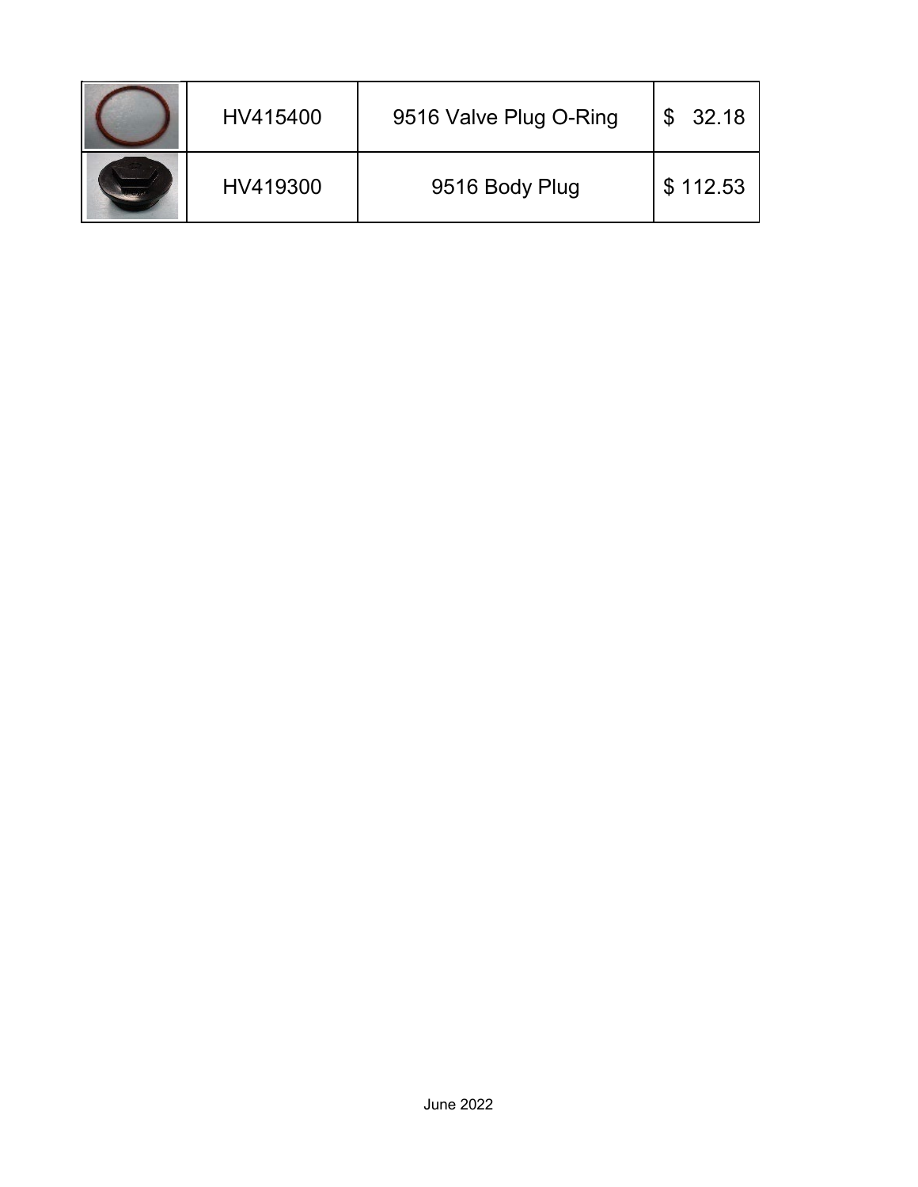| | | | |
|---|---|---|---|
| | HV415400 | 9516 Valve Plug O-Ring | $ 32.18 |
| | HV419300 | 9516 Body Plug | $ 112.53 |

June 2022